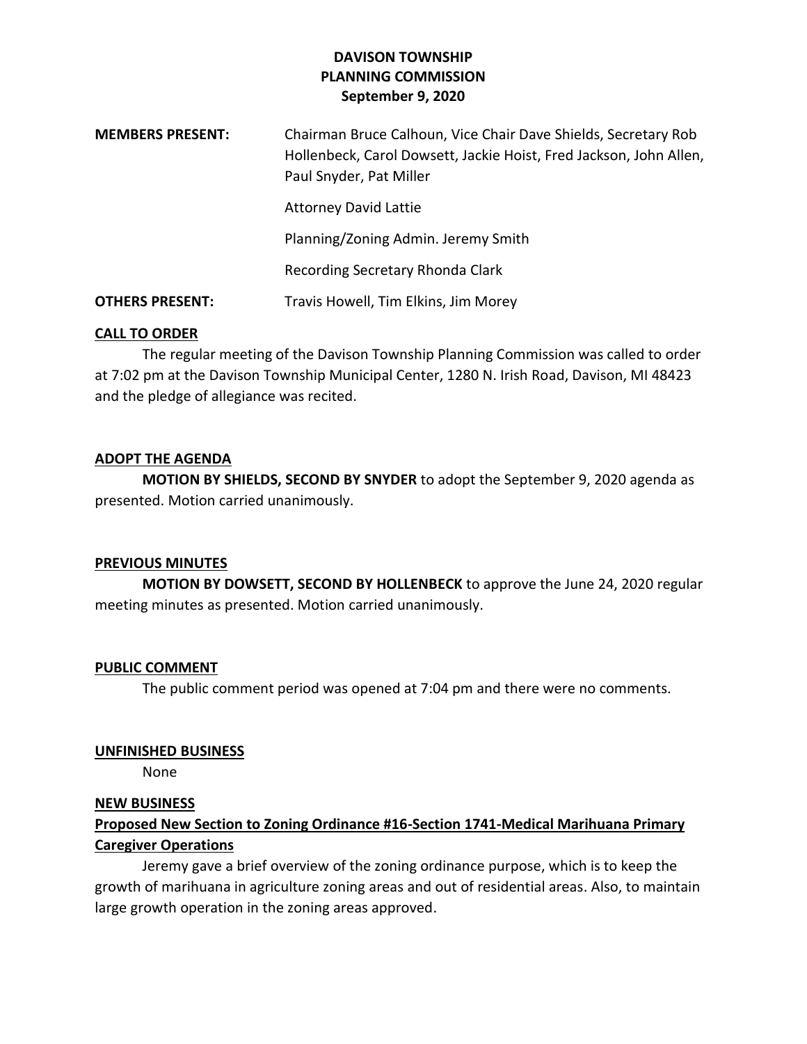# DAVISON TOWNSHIP
## PLANNING COMMISSION
### September 9, 2020

**MEMBERS PRESENT:** Chairman Bruce Calhoun, Vice Chair Dave Shields, Secretary Rob Hollenbeck, Carol Dowsett, Jackie Hoist, Fred Jackson, John Allen, Paul Snyder, Pat Miller

Attorney David Lattie

Planning/Zoning Admin. Jeremy Smith

Recording Secretary Rhonda Clark

**OTHERS PRESENT:** Travis Howell, Tim Elkins, Jim Morey

**CALL TO ORDER**

The regular meeting of the Davison Township Planning Commission was called to order at 7:02 pm at the Davison Township Municipal Center, 1280 N. Irish Road, Davison, MI 48423 and the pledge of allegiance was recited.

**ADOPT THE AGENDA**

**MOTION BY SHIELDS, SECOND BY SNYDER** to adopt the September 9, 2020 agenda as presented. Motion carried unanimously.

**PREVIOUS MINUTES**

**MOTION BY DOWSETT, SECOND BY HOLLENBECK** to approve the June 24, 2020 regular meeting minutes as presented. Motion carried unanimously.

**PUBLIC COMMENT**

The public comment period was opened at 7:04 pm and there were no comments.

**UNFINISHED BUSINESS**

None

**NEW BUSINESS**

**Proposed New Section to Zoning Ordinance #16-Section 1741-Medical Marihuana Primary Caregiver Operations**

Jeremy gave a brief overview of the zoning ordinance purpose, which is to keep the growth of marihuana in agriculture zoning areas and out of residential areas. Also, to maintain large growth operation in the zoning areas approved.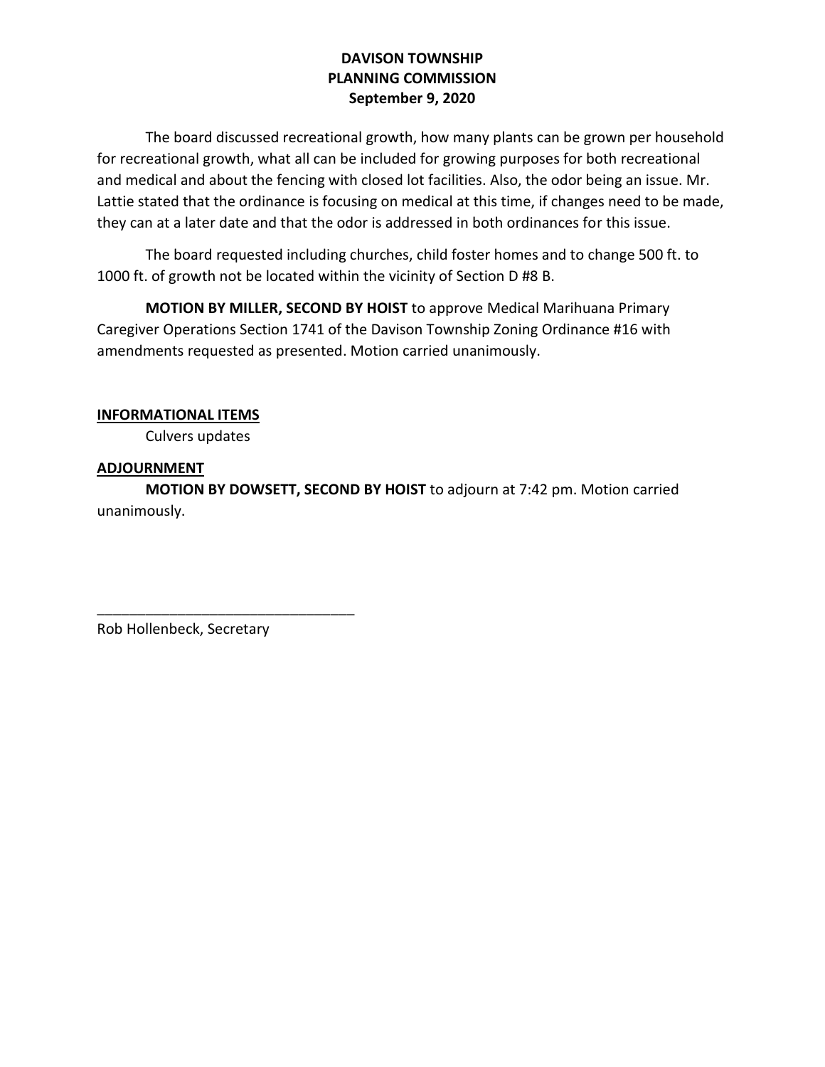**DAVISON TOWNSHIP**
**PLANNING COMMISSION**
**September 9, 2020**

The board discussed recreational growth, how many plants can be grown per household for recreational growth, what all can be included for growing purposes for both recreational and medical and about the fencing with closed lot facilities. Also, the odor being an issue. Mr. Lattie stated that the ordinance is focusing on medical at this time, if changes need to be made, they can at a later date and that the odor is addressed in both ordinances for this issue.

The board requested including churches, child foster homes and to change 500 ft. to 1000 ft. of growth not be located within the vicinity of Section D #8 B.

**MOTION BY MILLER, SECOND BY HOIST** to approve Medical Marihuana Primary Caregiver Operations Section 1741 of the Davison Township Zoning Ordinance #16 with amendments requested as presented. Motion carried unanimously.

## INFORMATIONAL ITEMS

Culvers updates

## ADJOURNMENT

**MOTION BY DOWSETT, SECOND BY HOIST** to adjourn at 7:42 pm. Motion carried unanimously.

________________________________
Rob Hollenbeck, Secretary